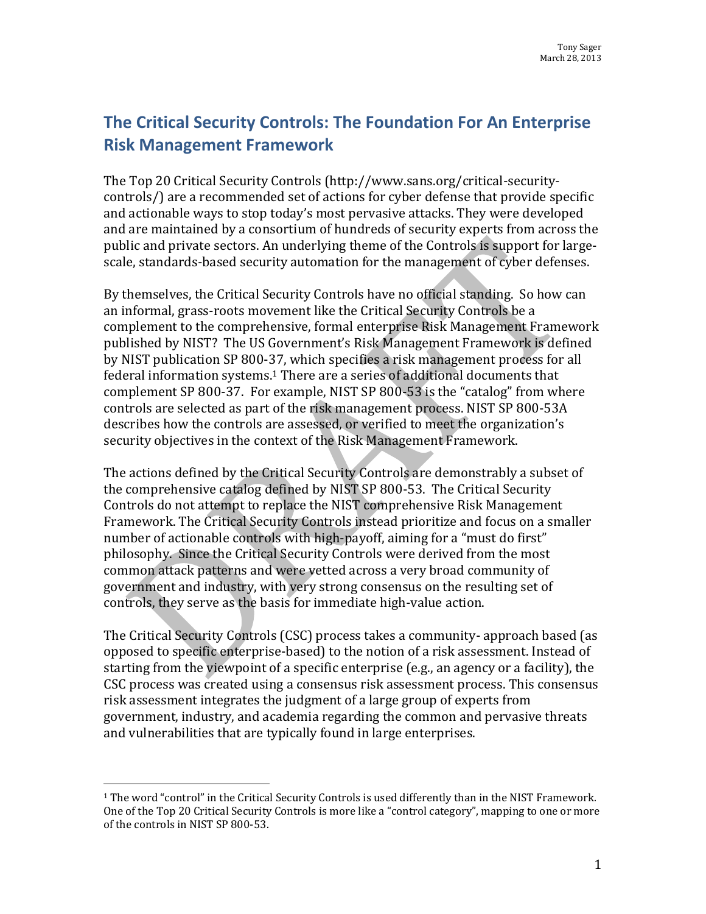Tony Sager
March 28, 2013

# The Critical Security Controls: The Foundation For An Enterprise Risk Management Framework

The Top 20 Critical Security Controls (http://www.sans.org/critical-security-controls/) are a recommended set of actions for cyber defense that provide specific and actionable ways to stop today's most pervasive attacks. They were developed and are maintained by a consortium of hundreds of security experts from across the public and private sectors. An underlying theme of the Controls is support for large-scale, standards-based security automation for the management of cyber defenses.

By themselves, the Critical Security Controls have no official standing. So how can an informal, grass-roots movement like the Critical Security Controls be a complement to the comprehensive, formal enterprise Risk Management Framework published by NIST? The US Government's Risk Management Framework is defined by NIST publication SP 800-37, which specifies a risk management process for all federal information systems.[1] There are a series of additional documents that complement SP 800-37. For example, NIST SP 800-53 is the "catalog" from where controls are selected as part of the risk management process. NIST SP 800-53A describes how the controls are assessed, or verified to meet the organization's security objectives in the context of the Risk Management Framework.

The actions defined by the Critical Security Controls are demonstrably a subset of the comprehensive catalog defined by NIST SP 800-53. The Critical Security Controls do not attempt to replace the NIST comprehensive Risk Management Framework. The Critical Security Controls instead prioritize and focus on a smaller number of actionable controls with high-payoff, aiming for a "must do first" philosophy. Since the Critical Security Controls were derived from the most common attack patterns and were vetted across a very broad community of government and industry, with very strong consensus on the resulting set of controls, they serve as the basis for immediate high-value action.

The Critical Security Controls (CSC) process takes a community- approach based (as opposed to specific enterprise-based) to the notion of a risk assessment. Instead of starting from the viewpoint of a specific enterprise (e.g., an agency or a facility), the CSC process was created using a consensus risk assessment process. This consensus risk assessment integrates the judgment of a large group of experts from government, industry, and academia regarding the common and pervasive threats and vulnerabilities that are typically found in large enterprises.

---

[1] The word "control" in the Critical Security Controls is used differently than in the NIST Framework. One of the Top 20 Critical Security Controls is more like a "control category", mapping to one or more of the controls in NIST SP 800-53.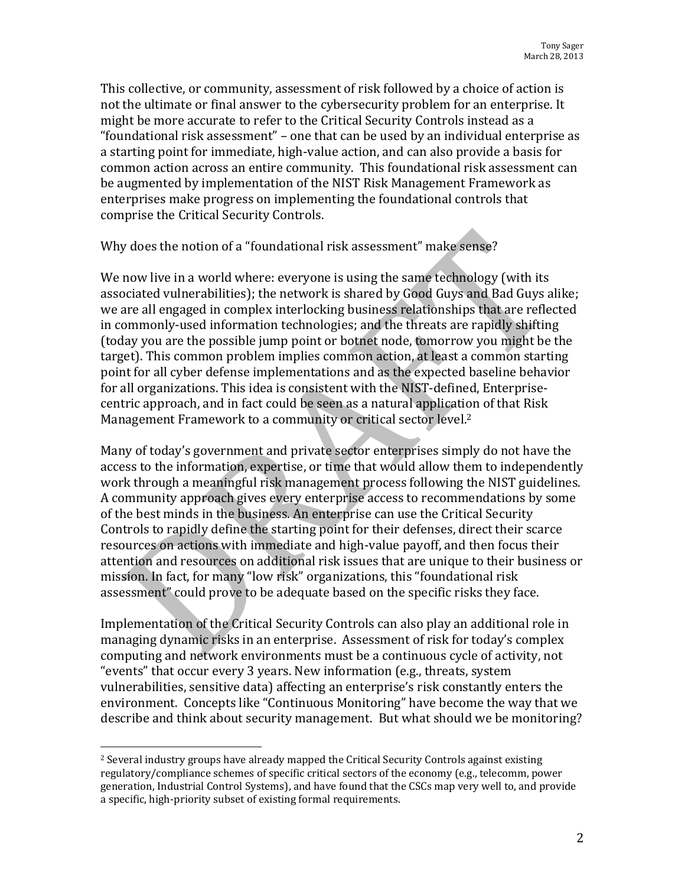This collective, or community, assessment of risk followed by a choice of action is not the ultimate or final answer to the cybersecurity problem for an enterprise. It might be more accurate to refer to the Critical Security Controls instead as a "foundational risk assessment" – one that can be used by an individual enterprise as a starting point for immediate, high-value action, and can also provide a basis for common action across an entire community. This foundational risk assessment can be augmented by implementation of the NIST Risk Management Framework as enterprises make progress on implementing the foundational controls that comprise the Critical Security Controls.

Why does the notion of a "foundational risk assessment" make sense?

We now live in a world where: everyone is using the same technology (with its associated vulnerabilities); the network is shared by Good Guys and Bad Guys alike; we are all engaged in complex interlocking business relationships that are reflected in commonly-used information technologies; and the threats are rapidly shifting (today you are the possible jump point or botnet node, tomorrow you might be the target). This common problem implies common action, at least a common starting point for all cyber defense implementations and as the expected baseline behavior for all organizations. This idea is consistent with the NIST-defined, Enterprise-centric approach, and in fact could be seen as a natural application of that Risk Management Framework to a community or critical sector level.[2]

Many of today's government and private sector enterprises simply do not have the access to the information, expertise, or time that would allow them to independently work through a meaningful risk management process following the NIST guidelines. A community approach gives every enterprise access to recommendations by some of the best minds in the business. An enterprise can use the Critical Security Controls to rapidly define the starting point for their defenses, direct their scarce resources on actions with immediate and high-value payoff, and then focus their attention and resources on additional risk issues that are unique to their business or mission. In fact, for many "low risk" organizations, this "foundational risk assessment" could prove to be adequate based on the specific risks they face.

Implementation of the Critical Security Controls can also play an additional role in managing dynamic risks in an enterprise. Assessment of risk for today's complex computing and network environments must be a continuous cycle of activity, not "events" that occur every 3 years. New information (e.g., threats, system vulnerabilities, sensitive data) affecting an enterprise's risk constantly enters the environment. Concepts like "Continuous Monitoring" have become the way that we describe and think about security management. But what should we be monitoring?

---

[2] Several industry groups have already mapped the Critical Security Controls against existing regulatory/compliance schemes of specific critical sectors of the economy (e.g., telecomm, power generation, Industrial Control Systems), and have found that the CSCs map very well to, and provide a specific, high-priority subset of existing formal requirements.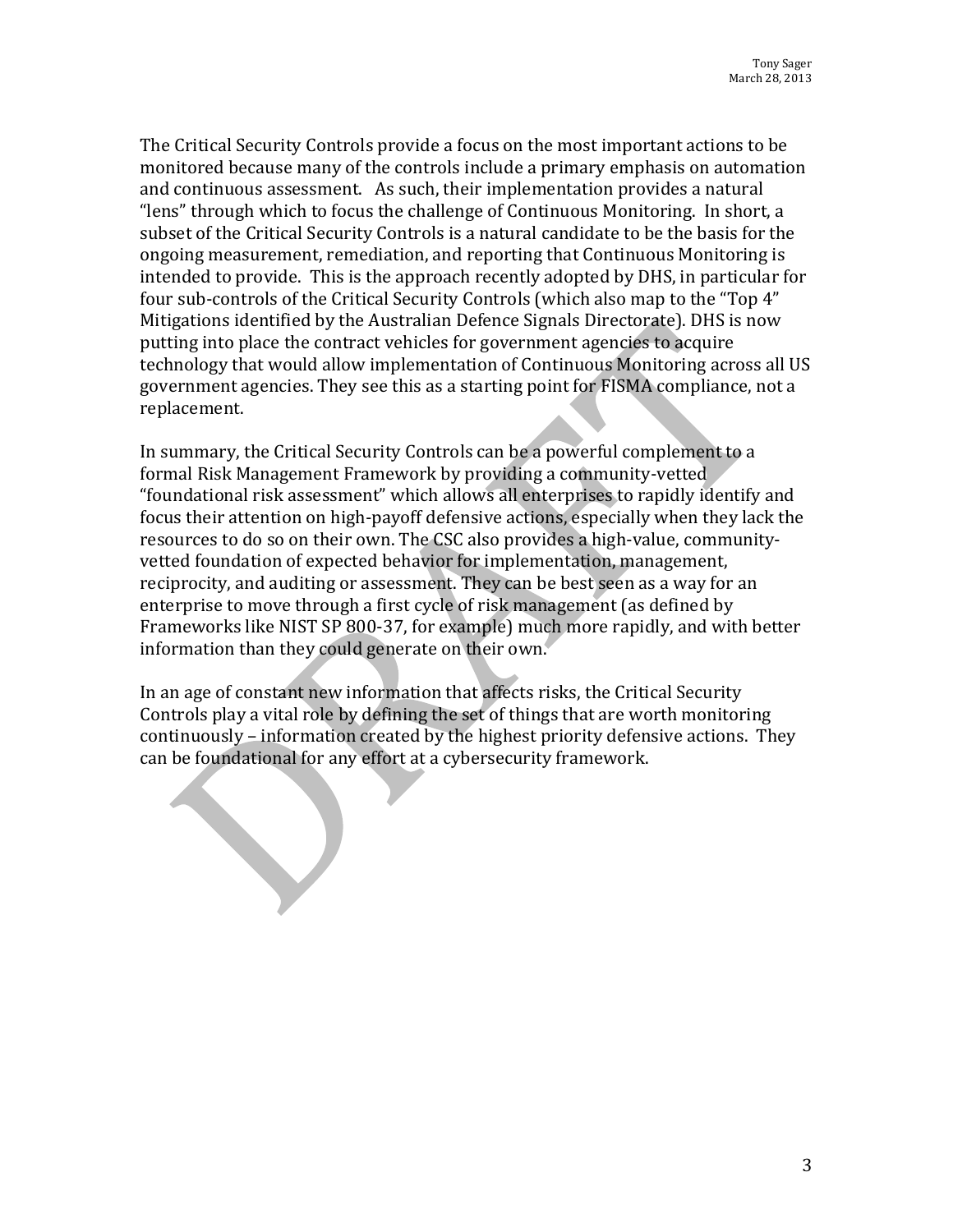The Critical Security Controls provide a focus on the most important actions to be monitored because many of the controls include a primary emphasis on automation and continuous assessment. As such, their implementation provides a natural "lens" through which to focus the challenge of Continuous Monitoring. In short, a subset of the Critical Security Controls is a natural candidate to be the basis for the ongoing measurement, remediation, and reporting that Continuous Monitoring is intended to provide. This is the approach recently adopted by DHS, in particular for four sub-controls of the Critical Security Controls (which also map to the "Top 4" Mitigations identified by the Australian Defence Signals Directorate). DHS is now putting into place the contract vehicles for government agencies to acquire technology that would allow implementation of Continuous Monitoring across all US government agencies. They see this as a starting point for FISMA compliance, not a replacement.

In summary, the Critical Security Controls can be a powerful complement to a formal Risk Management Framework by providing a community-vetted "foundational risk assessment" which allows all enterprises to rapidly identify and focus their attention on high-payoff defensive actions, especially when they lack the resources to do so on their own. The CSC also provides a high-value, community-vetted foundation of expected behavior for implementation, management, reciprocity, and auditing or assessment. They can be best seen as a way for an enterprise to move through a first cycle of risk management (as defined by Frameworks like NIST SP 800-37, for example) much more rapidly, and with better information than they could generate on their own.

In an age of constant new information that affects risks, the Critical Security Controls play a vital role by defining the set of things that are worth monitoring continuously – information created by the highest priority defensive actions. They can be foundational for any effort at a cybersecurity framework.